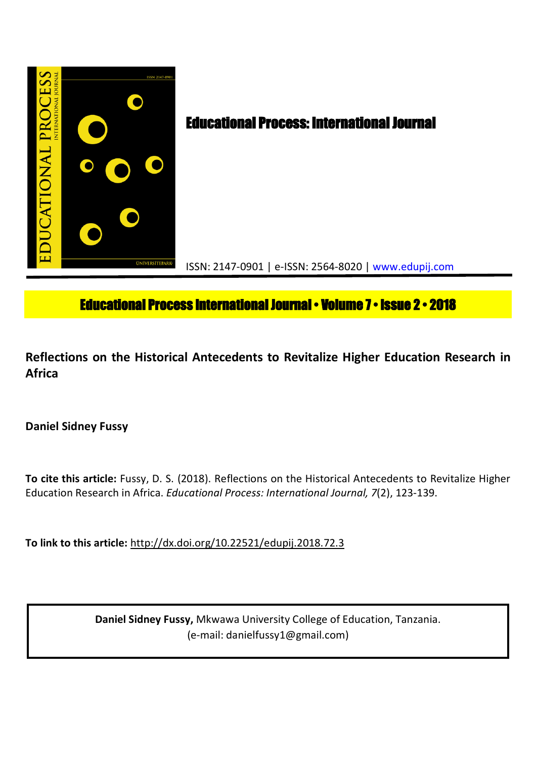# Educational Process: International Journal

ISSN: 2147-0901 | e-ISSN: 2564-8020 | www.edupij.com

**Educational Process International Journal • Volume 7 • Issue 2 • 2018**

## Reflections on the Historical Antecedents to Revitalize Higher Education Research in Africa

**Daniel Sidney Fussy**

**To cite this article:** Fussy, D. S. (2018). Reflections on the Historical Antecedents to Revitalize Higher Education Research in Africa. *Educational Process: International Journal, 7*(2), 123-139.

**To link to this article:** http://dx.doi.org/10.22521/edupij.2018.72.3

**Daniel Sidney Fussy,** Mkwawa University College of Education, Tanzania. (e-mail: danielfussy1@gmail.com)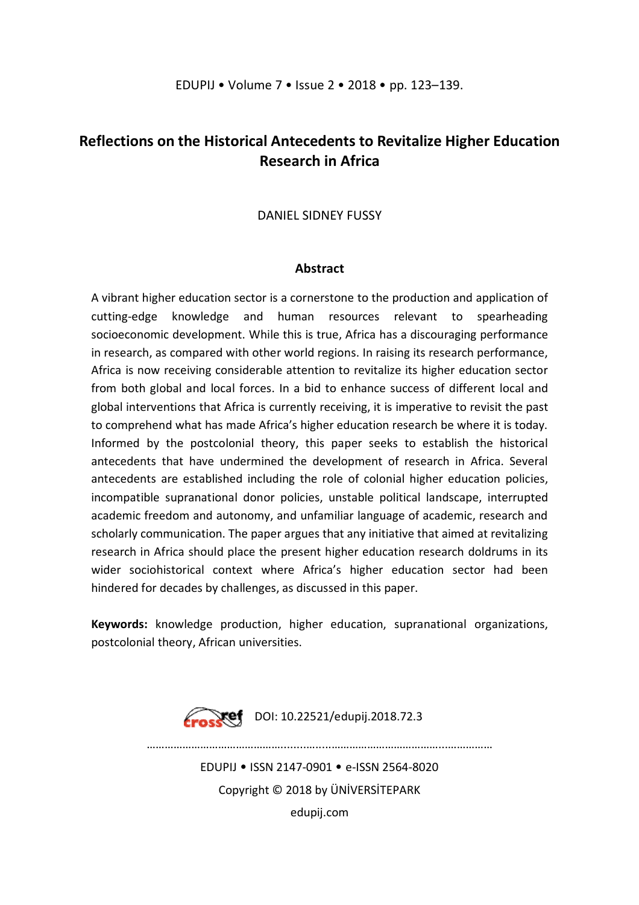# Reflections on the Historical Antecedents to Revitalize Higher Education Research in Africa

DANIEL SIDNEY FUSSY

## Abstract

A vibrant higher education sector is a cornerstone to the production and application of cutting-edge knowledge and human resources relevant to spearheading socioeconomic development. While this is true, Africa has a discouraging performance in research, as compared with other world regions. In raising its research performance, Africa is now receiving considerable attention to revitalize its higher education sector from both global and local forces. In a bid to enhance success of different local and global interventions that Africa is currently receiving, it is imperative to revisit the past to comprehend what has made Africa's higher education research be where it is today. Informed by the postcolonial theory, this paper seeks to establish the historical antecedents that have undermined the development of research in Africa. Several antecedents are established including the role of colonial higher education policies, incompatible supranational donor policies, unstable political landscape, interrupted academic freedom and autonomy, and unfamiliar language of academic, research and scholarly communication. The paper argues that any initiative that aimed at revitalizing research in Africa should place the present higher education research doldrums in its wider sociohistorical context where Africa's higher education sector had been hindered for decades by challenges, as discussed in this paper.

**Keywords:** knowledge production, higher education, supranational organizations, postcolonial theory, African universities.

DOI: 10.22521/edupij.2018.72.3

EDUPIJ • ISSN 2147-0901 • e-ISSN 2564-8020

Copyright © 2018 by ÜNİVERSİTEPARK

edupij.com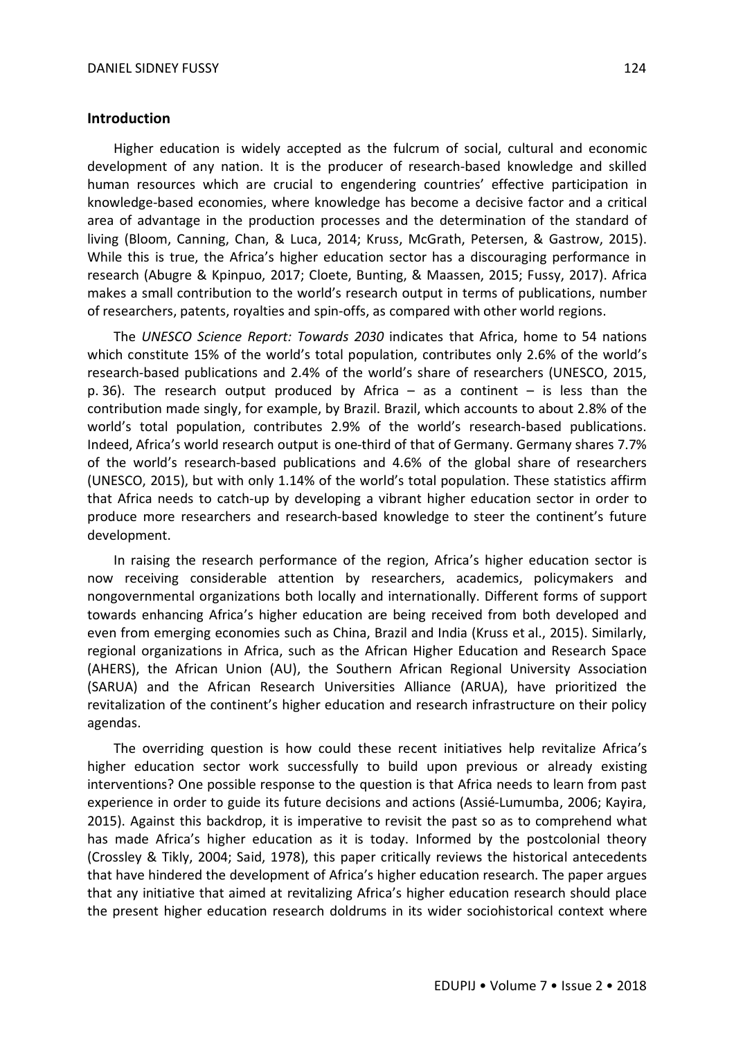## Introduction

Higher education is widely accepted as the fulcrum of social, cultural and economic development of any nation. It is the producer of research-based knowledge and skilled human resources which are crucial to engendering countries' effective participation in knowledge-based economies, where knowledge has become a decisive factor and a critical area of advantage in the production processes and the determination of the standard of living (Bloom, Canning, Chan, & Luca, 2014; Kruss, McGrath, Petersen, & Gastrow, 2015). While this is true, the Africa's higher education sector has a discouraging performance in research (Abugre & Kpinpuo, 2017; Cloete, Bunting, & Maassen, 2015; Fussy, 2017). Africa makes a small contribution to the world's research output in terms of publications, number of researchers, patents, royalties and spin-offs, as compared with other world regions.

The *UNESCO Science Report: Towards 2030* indicates that Africa, home to 54 nations which constitute 15% of the world's total population, contributes only 2.6% of the world's research-based publications and 2.4% of the world's share of researchers (UNESCO, 2015, p. 36). The research output produced by Africa – as a continent – is less than the contribution made singly, for example, by Brazil. Brazil, which accounts to about 2.8% of the world's total population, contributes 2.9% of the world's research-based publications. Indeed, Africa's world research output is one-third of that of Germany. Germany shares 7.7% of the world's research-based publications and 4.6% of the global share of researchers (UNESCO, 2015), but with only 1.14% of the world's total population. These statistics affirm that Africa needs to catch-up by developing a vibrant higher education sector in order to produce more researchers and research-based knowledge to steer the continent's future development.

In raising the research performance of the region, Africa's higher education sector is now receiving considerable attention by researchers, academics, policymakers and nongovernmental organizations both locally and internationally. Different forms of support towards enhancing Africa's higher education are being received from both developed and even from emerging economies such as China, Brazil and India (Kruss et al., 2015). Similarly, regional organizations in Africa, such as the African Higher Education and Research Space (AHERS), the African Union (AU), the Southern African Regional University Association (SARUA) and the African Research Universities Alliance (ARUA), have prioritized the revitalization of the continent's higher education and research infrastructure on their policy agendas.

The overriding question is how could these recent initiatives help revitalize Africa's higher education sector work successfully to build upon previous or already existing interventions? One possible response to the question is that Africa needs to learn from past experience in order to guide its future decisions and actions (Assié-Lumumba, 2006; Kayira, 2015). Against this backdrop, it is imperative to revisit the past so as to comprehend what has made Africa's higher education as it is today. Informed by the postcolonial theory (Crossley & Tikly, 2004; Said, 1978), this paper critically reviews the historical antecedents that have hindered the development of Africa's higher education research. The paper argues that any initiative that aimed at revitalizing Africa's higher education research should place the present higher education research doldrums in its wider sociohistorical context where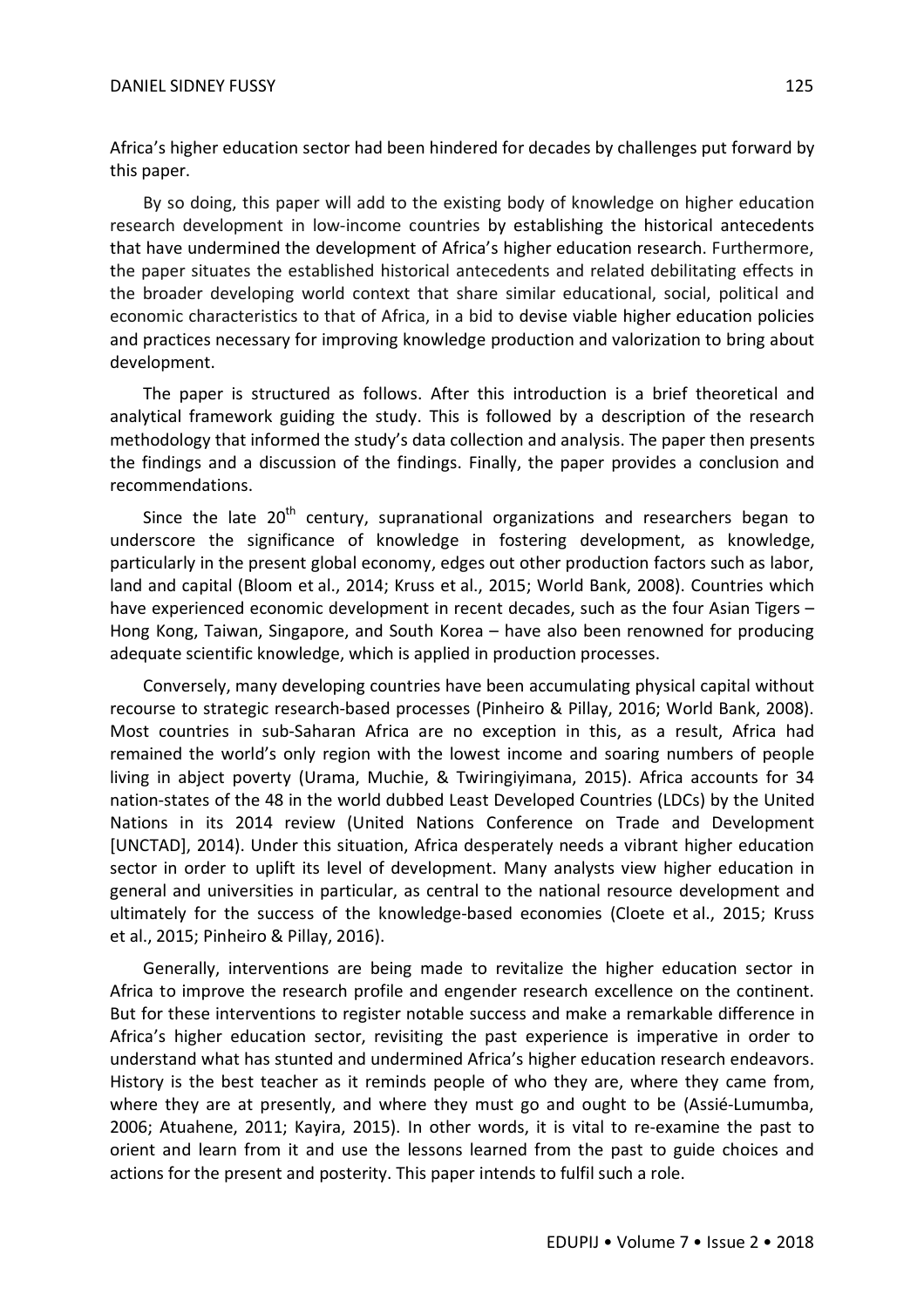Africa's higher education sector had been hindered for decades by challenges put forward by this paper.

By so doing, this paper will add to the existing body of knowledge on higher education research development in low-income countries by establishing the historical antecedents that have undermined the development of Africa's higher education research. Furthermore, the paper situates the established historical antecedents and related debilitating effects in the broader developing world context that share similar educational, social, political and economic characteristics to that of Africa, in a bid to devise viable higher education policies and practices necessary for improving knowledge production and valorization to bring about development.

The paper is structured as follows. After this introduction is a brief theoretical and analytical framework guiding the study. This is followed by a description of the research methodology that informed the study's data collection and analysis. The paper then presents the findings and a discussion of the findings. Finally, the paper provides a conclusion and recommendations.

Since the late 20th century, supranational organizations and researchers began to underscore the significance of knowledge in fostering development, as knowledge, particularly in the present global economy, edges out other production factors such as labor, land and capital (Bloom et al., 2014; Kruss et al., 2015; World Bank, 2008). Countries which have experienced economic development in recent decades, such as the four Asian Tigers – Hong Kong, Taiwan, Singapore, and South Korea – have also been renowned for producing adequate scientific knowledge, which is applied in production processes.

Conversely, many developing countries have been accumulating physical capital without recourse to strategic research-based processes (Pinheiro & Pillay, 2016; World Bank, 2008). Most countries in sub-Saharan Africa are no exception in this, as a result, Africa had remained the world's only region with the lowest income and soaring numbers of people living in abject poverty (Urama, Muchie, & Twiringiyimana, 2015). Africa accounts for 34 nation-states of the 48 in the world dubbed Least Developed Countries (LDCs) by the United Nations in its 2014 review (United Nations Conference on Trade and Development [UNCTAD], 2014). Under this situation, Africa desperately needs a vibrant higher education sector in order to uplift its level of development. Many analysts view higher education in general and universities in particular, as central to the national resource development and ultimately for the success of the knowledge-based economies (Cloete et al., 2015; Kruss et al., 2015; Pinheiro & Pillay, 2016).

Generally, interventions are being made to revitalize the higher education sector in Africa to improve the research profile and engender research excellence on the continent. But for these interventions to register notable success and make a remarkable difference in Africa's higher education sector, revisiting the past experience is imperative in order to understand what has stunted and undermined Africa's higher education research endeavors. History is the best teacher as it reminds people of who they are, where they came from, where they are at presently, and where they must go and ought to be (Assié-Lumumba, 2006; Atuahene, 2011; Kayira, 2015). In other words, it is vital to re-examine the past to orient and learn from it and use the lessons learned from the past to guide choices and actions for the present and posterity. This paper intends to fulfil such a role.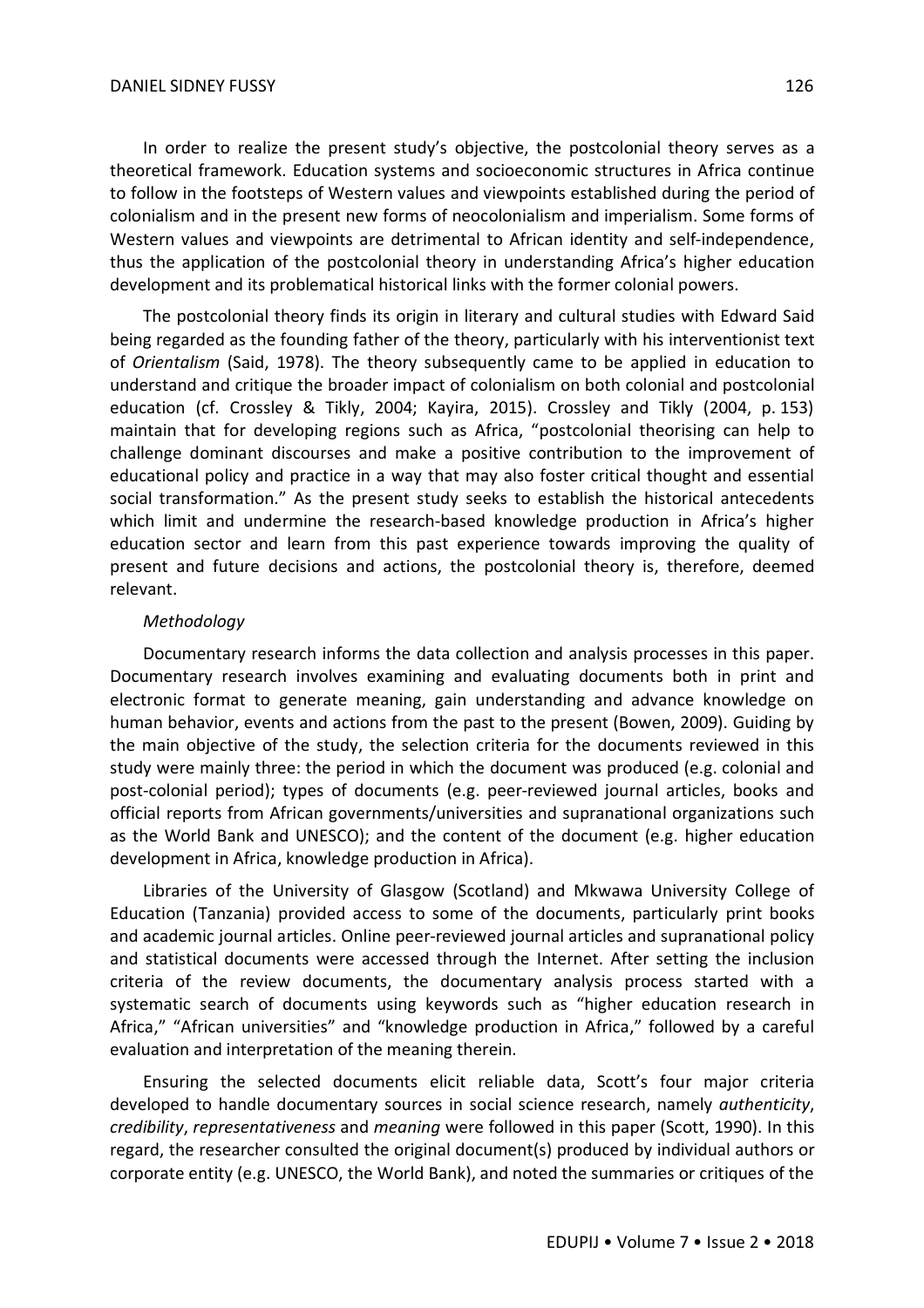In order to realize the present study's objective, the postcolonial theory serves as a theoretical framework. Education systems and socioeconomic structures in Africa continue to follow in the footsteps of Western values and viewpoints established during the period of colonialism and in the present new forms of neocolonialism and imperialism. Some forms of Western values and viewpoints are detrimental to African identity and self-independence, thus the application of the postcolonial theory in understanding Africa's higher education development and its problematical historical links with the former colonial powers.

The postcolonial theory finds its origin in literary and cultural studies with Edward Said being regarded as the founding father of the theory, particularly with his interventionist text of *Orientalism* (Said, 1978). The theory subsequently came to be applied in education to understand and critique the broader impact of colonialism on both colonial and postcolonial education (cf. Crossley & Tikly, 2004; Kayira, 2015). Crossley and Tikly (2004, p. 153) maintain that for developing regions such as Africa, "postcolonial theorising can help to challenge dominant discourses and make a positive contribution to the improvement of educational policy and practice in a way that may also foster critical thought and essential social transformation." As the present study seeks to establish the historical antecedents which limit and undermine the research-based knowledge production in Africa's higher education sector and learn from this past experience towards improving the quality of present and future decisions and actions, the postcolonial theory is, therefore, deemed relevant.

### *Methodology*

Documentary research informs the data collection and analysis processes in this paper. Documentary research involves examining and evaluating documents both in print and electronic format to generate meaning, gain understanding and advance knowledge on human behavior, events and actions from the past to the present (Bowen, 2009). Guiding by the main objective of the study, the selection criteria for the documents reviewed in this study were mainly three: the period in which the document was produced (e.g. colonial and post-colonial period); types of documents (e.g. peer-reviewed journal articles, books and official reports from African governments/universities and supranational organizations such as the World Bank and UNESCO); and the content of the document (e.g. higher education development in Africa, knowledge production in Africa).

Libraries of the University of Glasgow (Scotland) and Mkwawa University College of Education (Tanzania) provided access to some of the documents, particularly print books and academic journal articles. Online peer-reviewed journal articles and supranational policy and statistical documents were accessed through the Internet. After setting the inclusion criteria of the review documents, the documentary analysis process started with a systematic search of documents using keywords such as "higher education research in Africa," "African universities" and "knowledge production in Africa," followed by a careful evaluation and interpretation of the meaning therein.

Ensuring the selected documents elicit reliable data, Scott's four major criteria developed to handle documentary sources in social science research, namely *authenticity*, *credibility*, *representativeness* and *meaning* were followed in this paper (Scott, 1990). In this regard, the researcher consulted the original document(s) produced by individual authors or corporate entity (e.g. UNESCO, the World Bank), and noted the summaries or critiques of the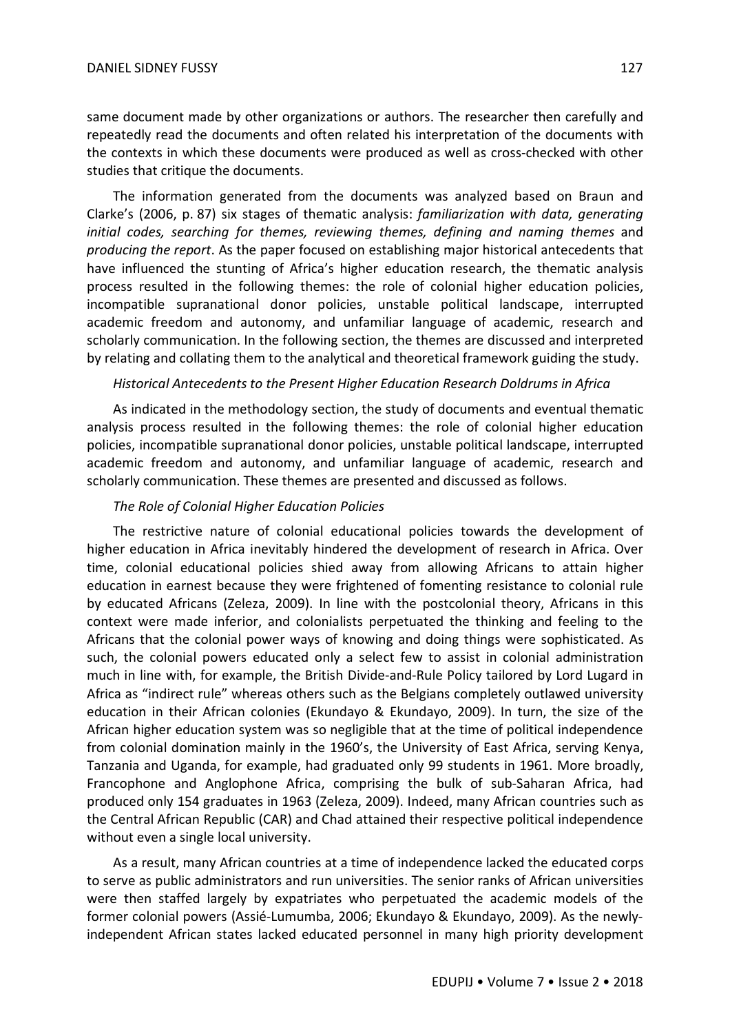same document made by other organizations or authors. The researcher then carefully and repeatedly read the documents and often related his interpretation of the documents with the contexts in which these documents were produced as well as cross-checked with other studies that critique the documents.

The information generated from the documents was analyzed based on Braun and Clarke's (2006, p. 87) six stages of thematic analysis: *familiarization with data, generating initial codes, searching for themes, reviewing themes, defining and naming themes* and *producing the report*. As the paper focused on establishing major historical antecedents that have influenced the stunting of Africa's higher education research, the thematic analysis process resulted in the following themes: the role of colonial higher education policies, incompatible supranational donor policies, unstable political landscape, interrupted academic freedom and autonomy, and unfamiliar language of academic, research and scholarly communication. In the following section, the themes are discussed and interpreted by relating and collating them to the analytical and theoretical framework guiding the study.

## *Historical Antecedents to the Present Higher Education Research Doldrums in Africa*

As indicated in the methodology section, the study of documents and eventual thematic analysis process resulted in the following themes: the role of colonial higher education policies, incompatible supranational donor policies, unstable political landscape, interrupted academic freedom and autonomy, and unfamiliar language of academic, research and scholarly communication. These themes are presented and discussed as follows.

### *The Role of Colonial Higher Education Policies*

The restrictive nature of colonial educational policies towards the development of higher education in Africa inevitably hindered the development of research in Africa. Over time, colonial educational policies shied away from allowing Africans to attain higher education in earnest because they were frightened of fomenting resistance to colonial rule by educated Africans (Zeleza, 2009). In line with the postcolonial theory, Africans in this context were made inferior, and colonialists perpetuated the thinking and feeling to the Africans that the colonial power ways of knowing and doing things were sophisticated. As such, the colonial powers educated only a select few to assist in colonial administration much in line with, for example, the British Divide-and-Rule Policy tailored by Lord Lugard in Africa as "indirect rule" whereas others such as the Belgians completely outlawed university education in their African colonies (Ekundayo & Ekundayo, 2009). In turn, the size of the African higher education system was so negligible that at the time of political independence from colonial domination mainly in the 1960's, the University of East Africa, serving Kenya, Tanzania and Uganda, for example, had graduated only 99 students in 1961. More broadly, Francophone and Anglophone Africa, comprising the bulk of sub-Saharan Africa, had produced only 154 graduates in 1963 (Zeleza, 2009). Indeed, many African countries such as the Central African Republic (CAR) and Chad attained their respective political independence without even a single local university.

As a result, many African countries at a time of independence lacked the educated corps to serve as public administrators and run universities. The senior ranks of African universities were then staffed largely by expatriates who perpetuated the academic models of the former colonial powers (Assié-Lumumba, 2006; Ekundayo & Ekundayo, 2009). As the newly-independent African states lacked educated personnel in many high priority development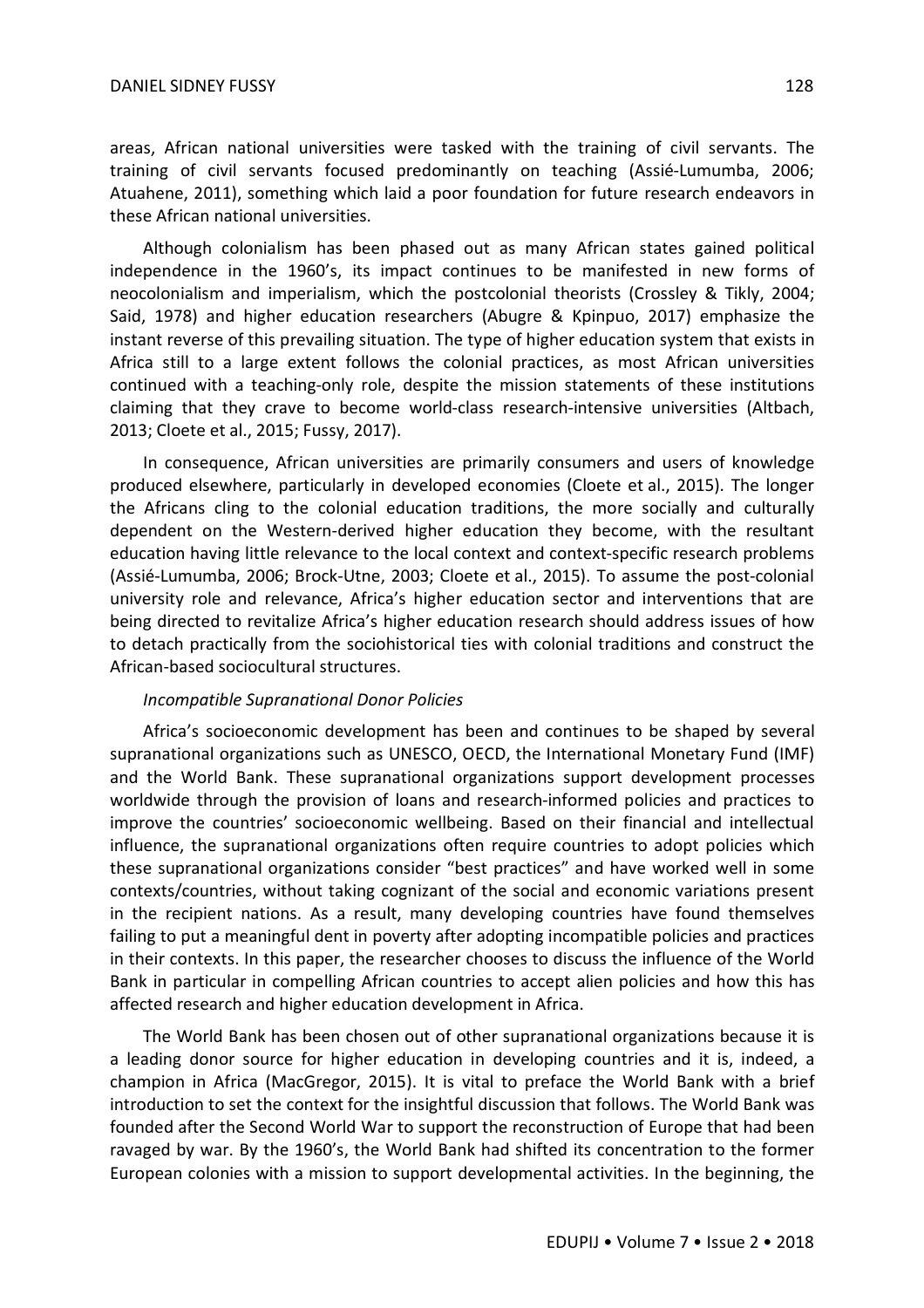areas, African national universities were tasked with the training of civil servants. The training of civil servants focused predominantly on teaching (Assié-Lumumba, 2006; Atuahene, 2011), something which laid a poor foundation for future research endeavors in these African national universities.

Although colonialism has been phased out as many African states gained political independence in the 1960's, its impact continues to be manifested in new forms of neocolonialism and imperialism, which the postcolonial theorists (Crossley & Tikly, 2004; Said, 1978) and higher education researchers (Abugre & Kpinpuo, 2017) emphasize the instant reverse of this prevailing situation. The type of higher education system that exists in Africa still to a large extent follows the colonial practices, as most African universities continued with a teaching-only role, despite the mission statements of these institutions claiming that they crave to become world-class research-intensive universities (Altbach, 2013; Cloete et al., 2015; Fussy, 2017).

In consequence, African universities are primarily consumers and users of knowledge produced elsewhere, particularly in developed economies (Cloete et al., 2015). The longer the Africans cling to the colonial education traditions, the more socially and culturally dependent on the Western-derived higher education they become, with the resultant education having little relevance to the local context and context-specific research problems (Assié-Lumumba, 2006; Brock-Utne, 2003; Cloete et al., 2015). To assume the post-colonial university role and relevance, Africa's higher education sector and interventions that are being directed to revitalize Africa's higher education research should address issues of how to detach practically from the sociohistorical ties with colonial traditions and construct the African-based sociocultural structures.

*Incompatible Supranational Donor Policies*

Africa's socioeconomic development has been and continues to be shaped by several supranational organizations such as UNESCO, OECD, the International Monetary Fund (IMF) and the World Bank. These supranational organizations support development processes worldwide through the provision of loans and research-informed policies and practices to improve the countries' socioeconomic wellbeing. Based on their financial and intellectual influence, the supranational organizations often require countries to adopt policies which these supranational organizations consider "best practices" and have worked well in some contexts/countries, without taking cognizant of the social and economic variations present in the recipient nations. As a result, many developing countries have found themselves failing to put a meaningful dent in poverty after adopting incompatible policies and practices in their contexts. In this paper, the researcher chooses to discuss the influence of the World Bank in particular in compelling African countries to accept alien policies and how this has affected research and higher education development in Africa.

The World Bank has been chosen out of other supranational organizations because it is a leading donor source for higher education in developing countries and it is, indeed, a champion in Africa (MacGregor, 2015). It is vital to preface the World Bank with a brief introduction to set the context for the insightful discussion that follows. The World Bank was founded after the Second World War to support the reconstruction of Europe that had been ravaged by war. By the 1960's, the World Bank had shifted its concentration to the former European colonies with a mission to support developmental activities. In the beginning, the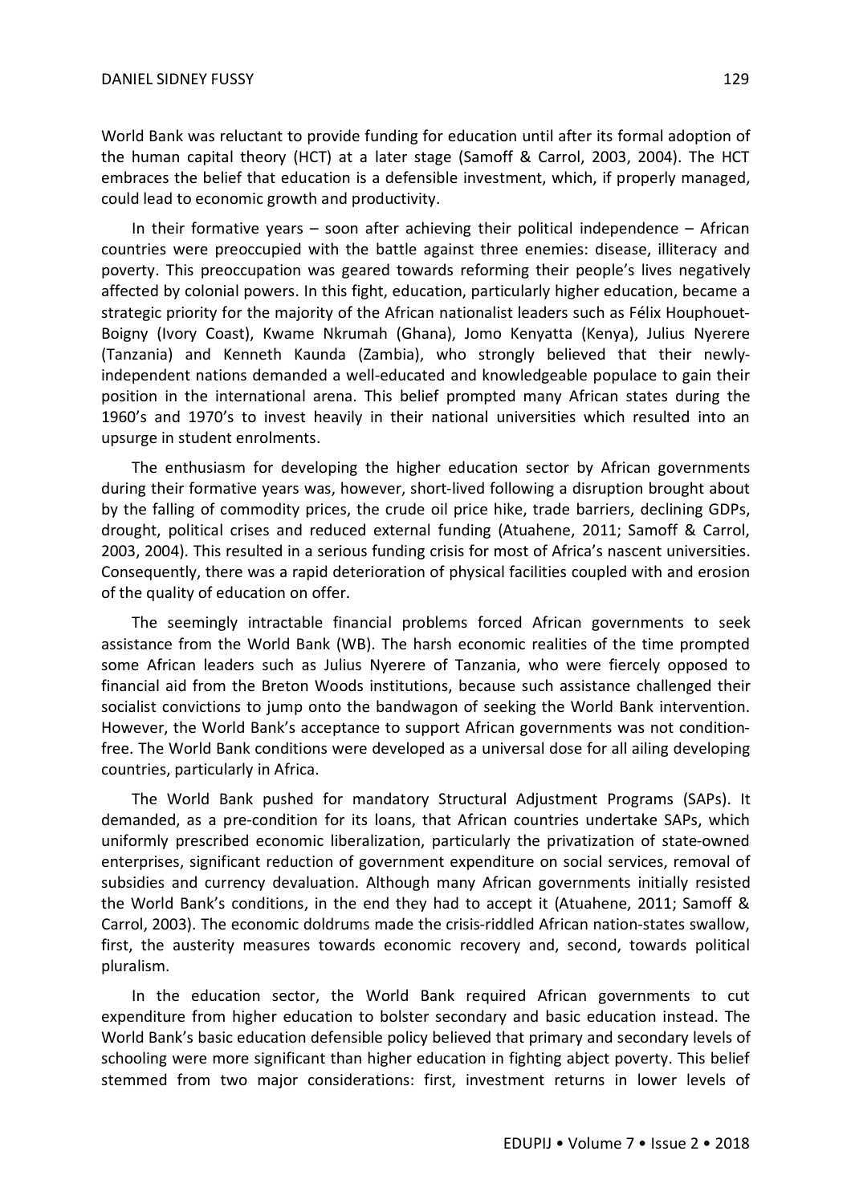World Bank was reluctant to provide funding for education until after its formal adoption of the human capital theory (HCT) at a later stage (Samoff & Carrol, 2003, 2004). The HCT embraces the belief that education is a defensible investment, which, if properly managed, could lead to economic growth and productivity.

In their formative years – soon after achieving their political independence – African countries were preoccupied with the battle against three enemies: disease, illiteracy and poverty. This preoccupation was geared towards reforming their people's lives negatively affected by colonial powers. In this fight, education, particularly higher education, became a strategic priority for the majority of the African nationalist leaders such as Félix Houphouet-Boigny (Ivory Coast), Kwame Nkrumah (Ghana), Jomo Kenyatta (Kenya), Julius Nyerere (Tanzania) and Kenneth Kaunda (Zambia), who strongly believed that their newly-independent nations demanded a well-educated and knowledgeable populace to gain their position in the international arena. This belief prompted many African states during the 1960's and 1970's to invest heavily in their national universities which resulted into an upsurge in student enrolments.

The enthusiasm for developing the higher education sector by African governments during their formative years was, however, short-lived following a disruption brought about by the falling of commodity prices, the crude oil price hike, trade barriers, declining GDPs, drought, political crises and reduced external funding (Atuahene, 2011; Samoff & Carrol, 2003, 2004). This resulted in a serious funding crisis for most of Africa's nascent universities. Consequently, there was a rapid deterioration of physical facilities coupled with and erosion of the quality of education on offer.

The seemingly intractable financial problems forced African governments to seek assistance from the World Bank (WB). The harsh economic realities of the time prompted some African leaders such as Julius Nyerere of Tanzania, who were fiercely opposed to financial aid from the Breton Woods institutions, because such assistance challenged their socialist convictions to jump onto the bandwagon of seeking the World Bank intervention. However, the World Bank's acceptance to support African governments was not condition-free. The World Bank conditions were developed as a universal dose for all ailing developing countries, particularly in Africa.

The World Bank pushed for mandatory Structural Adjustment Programs (SAPs). It demanded, as a pre-condition for its loans, that African countries undertake SAPs, which uniformly prescribed economic liberalization, particularly the privatization of state-owned enterprises, significant reduction of government expenditure on social services, removal of subsidies and currency devaluation. Although many African governments initially resisted the World Bank's conditions, in the end they had to accept it (Atuahene, 2011; Samoff & Carrol, 2003). The economic doldrums made the crisis-riddled African nation-states swallow, first, the austerity measures towards economic recovery and, second, towards political pluralism.

In the education sector, the World Bank required African governments to cut expenditure from higher education to bolster secondary and basic education instead. The World Bank's basic education defensible policy believed that primary and secondary levels of schooling were more significant than higher education in fighting abject poverty. This belief stemmed from two major considerations: first, investment returns in lower levels of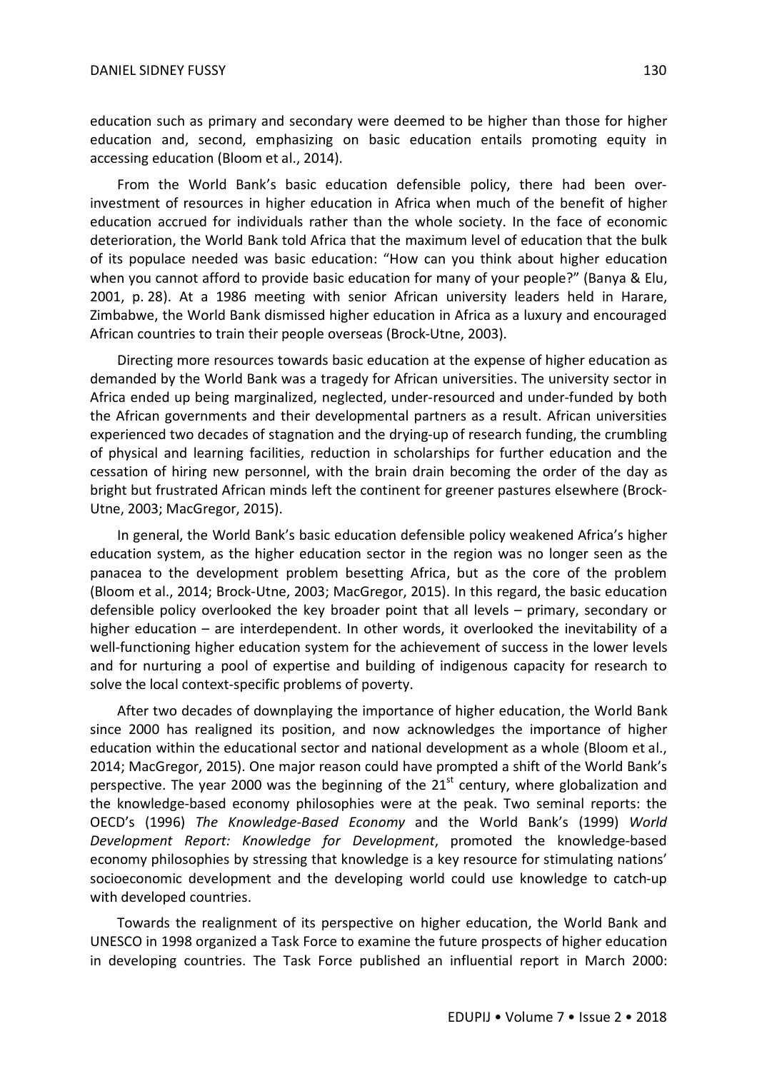education such as primary and secondary were deemed to be higher than those for higher education and, second, emphasizing on basic education entails promoting equity in accessing education (Bloom et al., 2014).

From the World Bank's basic education defensible policy, there had been over-investment of resources in higher education in Africa when much of the benefit of higher education accrued for individuals rather than the whole society. In the face of economic deterioration, the World Bank told Africa that the maximum level of education that the bulk of its populace needed was basic education: "How can you think about higher education when you cannot afford to provide basic education for many of your people?" (Banya & Elu, 2001, p. 28). At a 1986 meeting with senior African university leaders held in Harare, Zimbabwe, the World Bank dismissed higher education in Africa as a luxury and encouraged African countries to train their people overseas (Brock-Utne, 2003).

Directing more resources towards basic education at the expense of higher education as demanded by the World Bank was a tragedy for African universities. The university sector in Africa ended up being marginalized, neglected, under-resourced and under-funded by both the African governments and their developmental partners as a result. African universities experienced two decades of stagnation and the drying-up of research funding, the crumbling of physical and learning facilities, reduction in scholarships for further education and the cessation of hiring new personnel, with the brain drain becoming the order of the day as bright but frustrated African minds left the continent for greener pastures elsewhere (Brock-Utne, 2003; MacGregor, 2015).

In general, the World Bank's basic education defensible policy weakened Africa's higher education system, as the higher education sector in the region was no longer seen as the panacea to the development problem besetting Africa, but as the core of the problem (Bloom et al., 2014; Brock-Utne, 2003; MacGregor, 2015). In this regard, the basic education defensible policy overlooked the key broader point that all levels – primary, secondary or higher education – are interdependent. In other words, it overlooked the inevitability of a well-functioning higher education system for the achievement of success in the lower levels and for nurturing a pool of expertise and building of indigenous capacity for research to solve the local context-specific problems of poverty.

After two decades of downplaying the importance of higher education, the World Bank since 2000 has realigned its position, and now acknowledges the importance of higher education within the educational sector and national development as a whole (Bloom et al., 2014; MacGregor, 2015). One major reason could have prompted a shift of the World Bank's perspective. The year 2000 was the beginning of the 21st century, where globalization and the knowledge-based economy philosophies were at the peak. Two seminal reports: the OECD's (1996) *The Knowledge-Based Economy* and the World Bank's (1999) *World Development Report: Knowledge for Development*, promoted the knowledge-based economy philosophies by stressing that knowledge is a key resource for stimulating nations' socioeconomic development and the developing world could use knowledge to catch-up with developed countries.

Towards the realignment of its perspective on higher education, the World Bank and UNESCO in 1998 organized a Task Force to examine the future prospects of higher education in developing countries. The Task Force published an influential report in March 2000: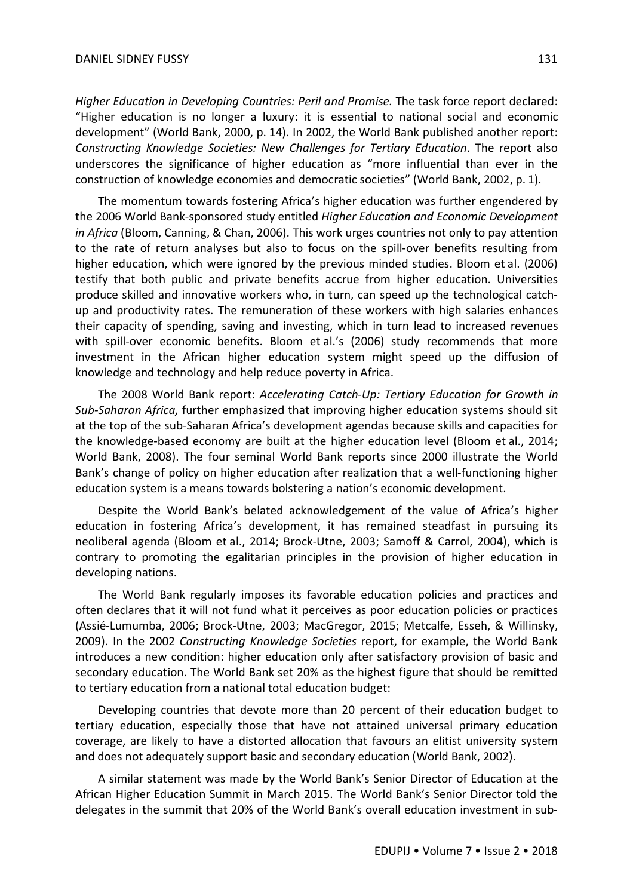*Higher Education in Developing Countries: Peril and Promise.* The task force report declared: "Higher education is no longer a luxury: it is essential to national social and economic development" (World Bank, 2000, p. 14). In 2002, the World Bank published another report: *Constructing Knowledge Societies: New Challenges for Tertiary Education*. The report also underscores the significance of higher education as "more influential than ever in the construction of knowledge economies and democratic societies" (World Bank, 2002, p. 1).

The momentum towards fostering Africa's higher education was further engendered by the 2006 World Bank-sponsored study entitled *Higher Education and Economic Development in Africa* (Bloom, Canning, & Chan, 2006). This work urges countries not only to pay attention to the rate of return analyses but also to focus on the spill-over benefits resulting from higher education, which were ignored by the previous minded studies. Bloom et al. (2006) testify that both public and private benefits accrue from higher education. Universities produce skilled and innovative workers who, in turn, can speed up the technological catch-up and productivity rates. The remuneration of these workers with high salaries enhances their capacity of spending, saving and investing, which in turn lead to increased revenues with spill-over economic benefits. Bloom et al.'s (2006) study recommends that more investment in the African higher education system might speed up the diffusion of knowledge and technology and help reduce poverty in Africa.

The 2008 World Bank report: *Accelerating Catch-Up: Tertiary Education for Growth in Sub-Saharan Africa,* further emphasized that improving higher education systems should sit at the top of the sub-Saharan Africa's development agendas because skills and capacities for the knowledge-based economy are built at the higher education level (Bloom et al., 2014; World Bank, 2008). The four seminal World Bank reports since 2000 illustrate the World Bank's change of policy on higher education after realization that a well-functioning higher education system is a means towards bolstering a nation's economic development.

Despite the World Bank's belated acknowledgement of the value of Africa's higher education in fostering Africa's development, it has remained steadfast in pursuing its neoliberal agenda (Bloom et al., 2014; Brock-Utne, 2003; Samoff & Carrol, 2004), which is contrary to promoting the egalitarian principles in the provision of higher education in developing nations.

The World Bank regularly imposes its favorable education policies and practices and often declares that it will not fund what it perceives as poor education policies or practices (Assié-Lumumba, 2006; Brock-Utne, 2003; MacGregor, 2015; Metcalfe, Esseh, & Willinsky, 2009). In the 2002 *Constructing Knowledge Societies* report, for example, the World Bank introduces a new condition: higher education only after satisfactory provision of basic and secondary education. The World Bank set 20% as the highest figure that should be remitted to tertiary education from a national total education budget:

Developing countries that devote more than 20 percent of their education budget to tertiary education, especially those that have not attained universal primary education coverage, are likely to have a distorted allocation that favours an elitist university system and does not adequately support basic and secondary education (World Bank, 2002).

A similar statement was made by the World Bank's Senior Director of Education at the African Higher Education Summit in March 2015. The World Bank's Senior Director told the delegates in the summit that 20% of the World Bank's overall education investment in sub-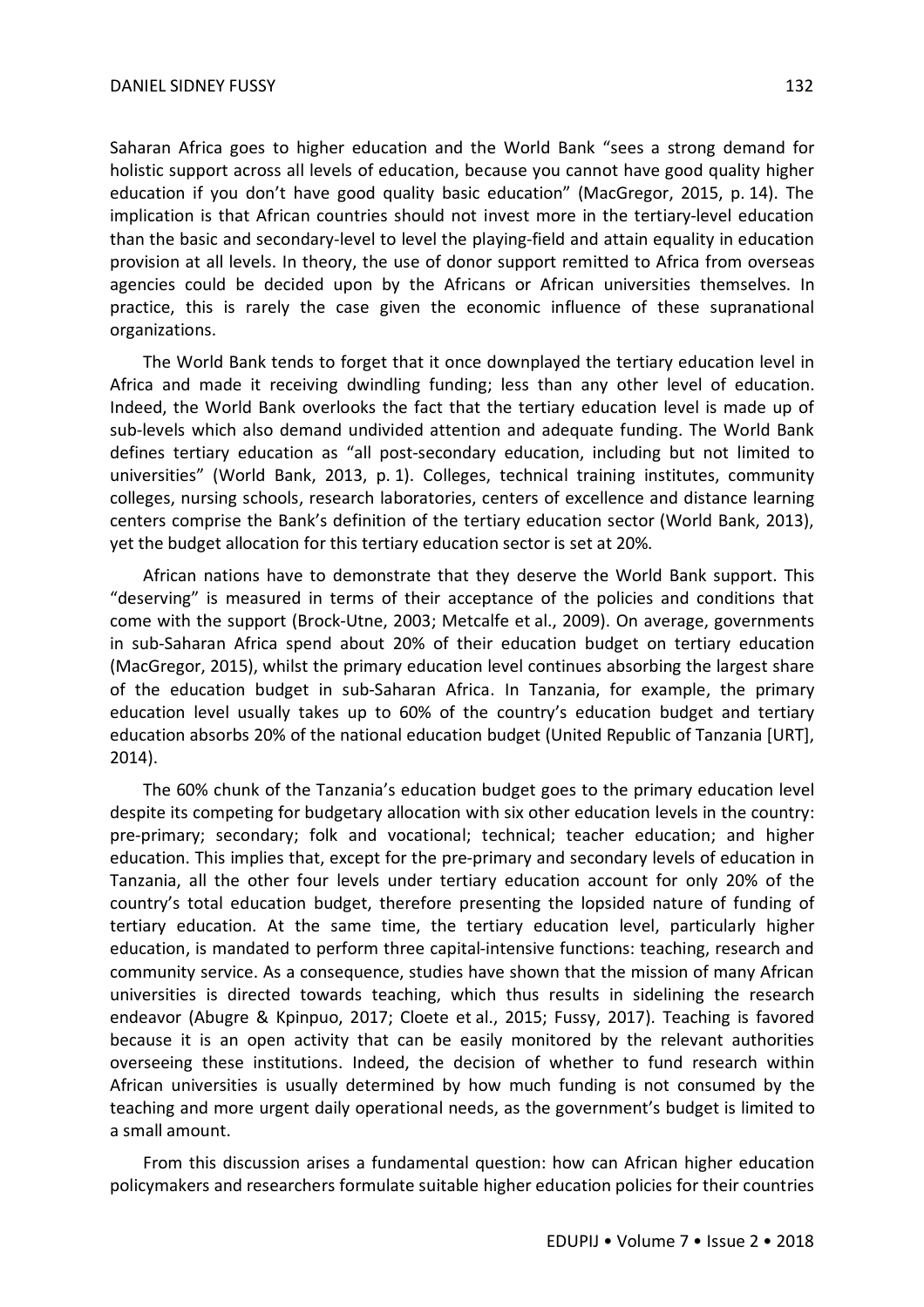Saharan Africa goes to higher education and the World Bank "sees a strong demand for holistic support across all levels of education, because you cannot have good quality higher education if you don't have good quality basic education" (MacGregor, 2015, p. 14). The implication is that African countries should not invest more in the tertiary-level education than the basic and secondary-level to level the playing-field and attain equality in education provision at all levels. In theory, the use of donor support remitted to Africa from overseas agencies could be decided upon by the Africans or African universities themselves. In practice, this is rarely the case given the economic influence of these supranational organizations.

The World Bank tends to forget that it once downplayed the tertiary education level in Africa and made it receiving dwindling funding; less than any other level of education. Indeed, the World Bank overlooks the fact that the tertiary education level is made up of sub-levels which also demand undivided attention and adequate funding. The World Bank defines tertiary education as "all post-secondary education, including but not limited to universities" (World Bank, 2013, p. 1). Colleges, technical training institutes, community colleges, nursing schools, research laboratories, centers of excellence and distance learning centers comprise the Bank's definition of the tertiary education sector (World Bank, 2013), yet the budget allocation for this tertiary education sector is set at 20%.

African nations have to demonstrate that they deserve the World Bank support. This "deserving" is measured in terms of their acceptance of the policies and conditions that come with the support (Brock-Utne, 2003; Metcalfe et al., 2009). On average, governments in sub-Saharan Africa spend about 20% of their education budget on tertiary education (MacGregor, 2015), whilst the primary education level continues absorbing the largest share of the education budget in sub-Saharan Africa. In Tanzania, for example, the primary education level usually takes up to 60% of the country's education budget and tertiary education absorbs 20% of the national education budget (United Republic of Tanzania [URT], 2014).

The 60% chunk of the Tanzania's education budget goes to the primary education level despite its competing for budgetary allocation with six other education levels in the country: pre-primary; secondary; folk and vocational; technical; teacher education; and higher education. This implies that, except for the pre-primary and secondary levels of education in Tanzania, all the other four levels under tertiary education account for only 20% of the country's total education budget, therefore presenting the lopsided nature of funding of tertiary education. At the same time, the tertiary education level, particularly higher education, is mandated to perform three capital-intensive functions: teaching, research and community service. As a consequence, studies have shown that the mission of many African universities is directed towards teaching, which thus results in sidelining the research endeavor (Abugre & Kpinpuo, 2017; Cloete et al., 2015; Fussy, 2017). Teaching is favored because it is an open activity that can be easily monitored by the relevant authorities overseeing these institutions. Indeed, the decision of whether to fund research within African universities is usually determined by how much funding is not consumed by the teaching and more urgent daily operational needs, as the government's budget is limited to a small amount.

From this discussion arises a fundamental question: how can African higher education policymakers and researchers formulate suitable higher education policies for their countries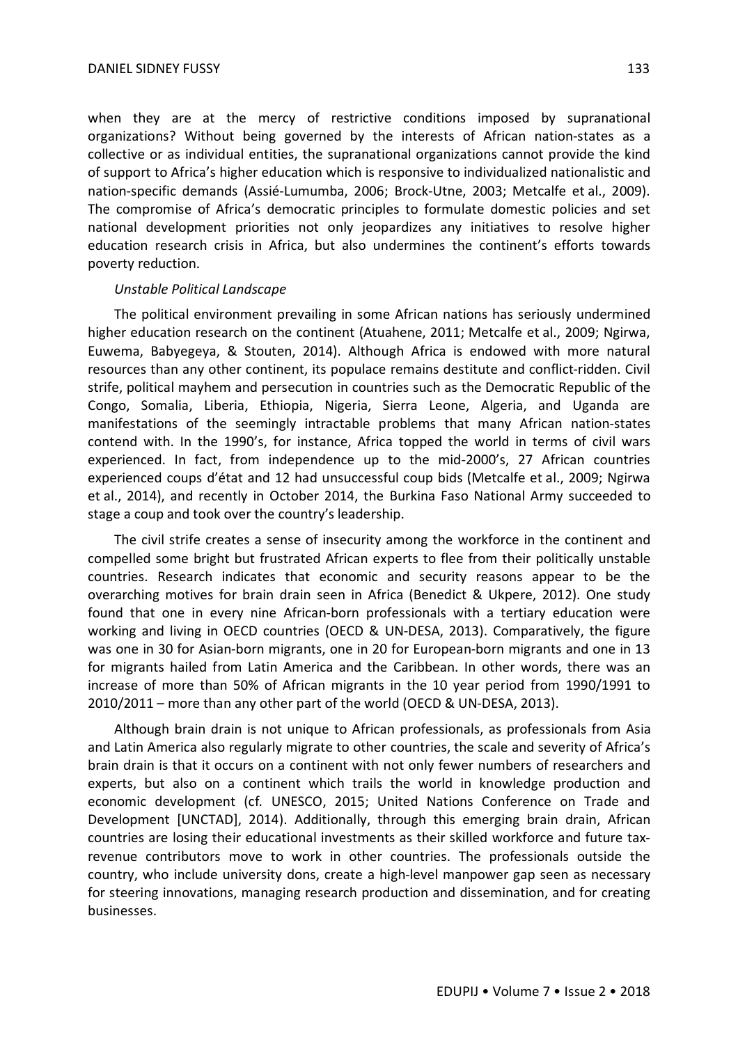when they are at the mercy of restrictive conditions imposed by supranational organizations? Without being governed by the interests of African nation-states as a collective or as individual entities, the supranational organizations cannot provide the kind of support to Africa's higher education which is responsive to individualized nationalistic and nation-specific demands (Assié-Lumumba, 2006; Brock-Utne, 2003; Metcalfe et al., 2009). The compromise of Africa's democratic principles to formulate domestic policies and set national development priorities not only jeopardizes any initiatives to resolve higher education research crisis in Africa, but also undermines the continent's efforts towards poverty reduction.

*Unstable Political Landscape*

The political environment prevailing in some African nations has seriously undermined higher education research on the continent (Atuahene, 2011; Metcalfe et al., 2009; Ngirwa, Euwema, Babyegeya, & Stouten, 2014). Although Africa is endowed with more natural resources than any other continent, its populace remains destitute and conflict-ridden. Civil strife, political mayhem and persecution in countries such as the Democratic Republic of the Congo, Somalia, Liberia, Ethiopia, Nigeria, Sierra Leone, Algeria, and Uganda are manifestations of the seemingly intractable problems that many African nation-states contend with. In the 1990's, for instance, Africa topped the world in terms of civil wars experienced. In fact, from independence up to the mid-2000's, 27 African countries experienced coups d'état and 12 had unsuccessful coup bids (Metcalfe et al., 2009; Ngirwa et al., 2014), and recently in October 2014, the Burkina Faso National Army succeeded to stage a coup and took over the country's leadership.

The civil strife creates a sense of insecurity among the workforce in the continent and compelled some bright but frustrated African experts to flee from their politically unstable countries. Research indicates that economic and security reasons appear to be the overarching motives for brain drain seen in Africa (Benedict & Ukpere, 2012). One study found that one in every nine African-born professionals with a tertiary education were working and living in OECD countries (OECD & UN-DESA, 2013). Comparatively, the figure was one in 30 for Asian-born migrants, one in 20 for European-born migrants and one in 13 for migrants hailed from Latin America and the Caribbean. In other words, there was an increase of more than 50% of African migrants in the 10 year period from 1990/1991 to 2010/2011 – more than any other part of the world (OECD & UN-DESA, 2013).

Although brain drain is not unique to African professionals, as professionals from Asia and Latin America also regularly migrate to other countries, the scale and severity of Africa's brain drain is that it occurs on a continent with not only fewer numbers of researchers and experts, but also on a continent which trails the world in knowledge production and economic development (cf. UNESCO, 2015; United Nations Conference on Trade and Development [UNCTAD], 2014). Additionally, through this emerging brain drain, African countries are losing their educational investments as their skilled workforce and future tax-revenue contributors move to work in other countries. The professionals outside the country, who include university dons, create a high-level manpower gap seen as necessary for steering innovations, managing research production and dissemination, and for creating businesses.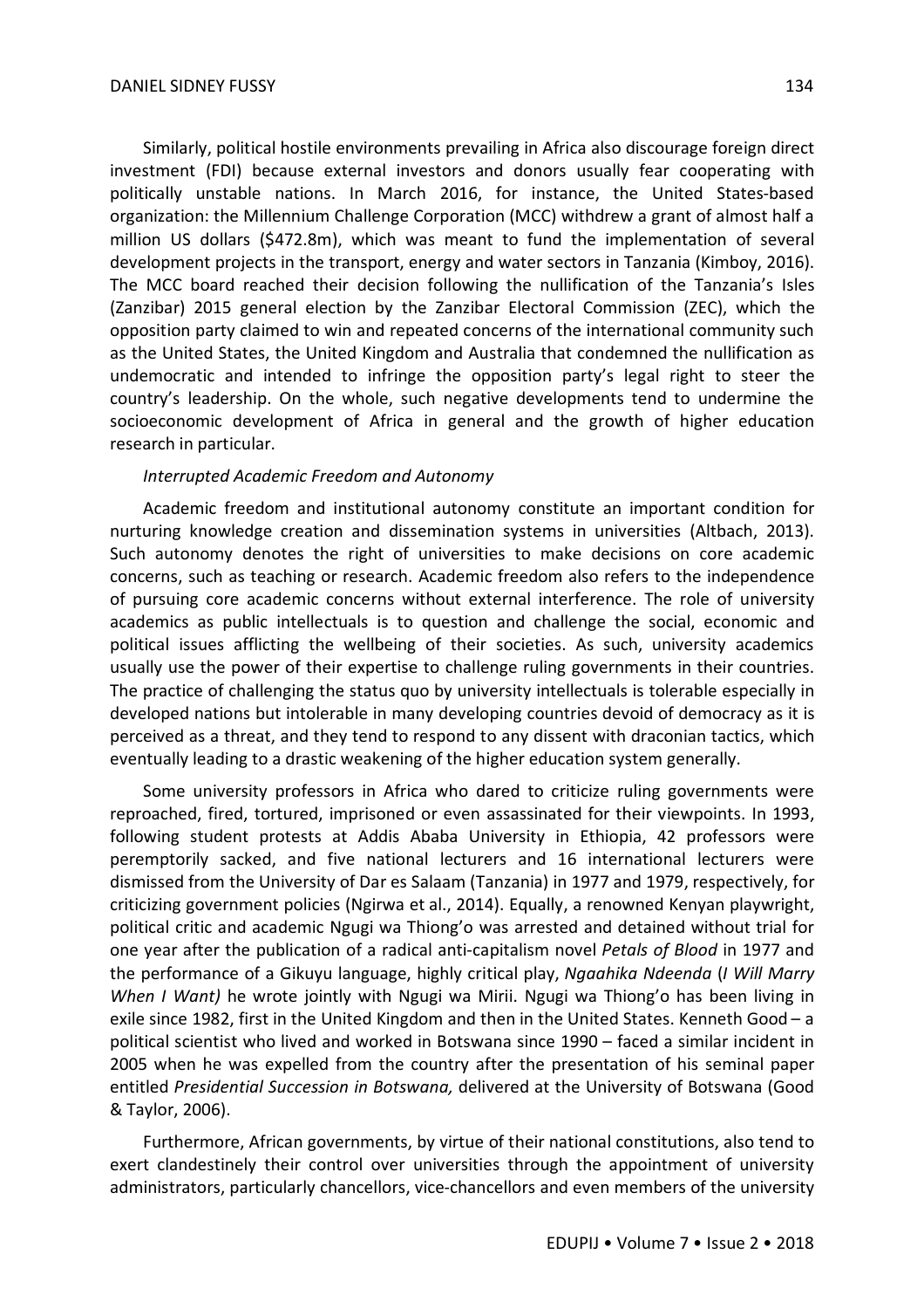Similarly, political hostile environments prevailing in Africa also discourage foreign direct investment (FDI) because external investors and donors usually fear cooperating with politically unstable nations. In March 2016, for instance, the United States-based organization: the Millennium Challenge Corporation (MCC) withdrew a grant of almost half a million US dollars ($472.8m), which was meant to fund the implementation of several development projects in the transport, energy and water sectors in Tanzania (Kimboy, 2016). The MCC board reached their decision following the nullification of the Tanzania's Isles (Zanzibar) 2015 general election by the Zanzibar Electoral Commission (ZEC), which the opposition party claimed to win and repeated concerns of the international community such as the United States, the United Kingdom and Australia that condemned the nullification as undemocratic and intended to infringe the opposition party's legal right to steer the country's leadership. On the whole, such negative developments tend to undermine the socioeconomic development of Africa in general and the growth of higher education research in particular.

*Interrupted Academic Freedom and Autonomy*

Academic freedom and institutional autonomy constitute an important condition for nurturing knowledge creation and dissemination systems in universities (Altbach, 2013). Such autonomy denotes the right of universities to make decisions on core academic concerns, such as teaching or research. Academic freedom also refers to the independence of pursuing core academic concerns without external interference. The role of university academics as public intellectuals is to question and challenge the social, economic and political issues afflicting the wellbeing of their societies. As such, university academics usually use the power of their expertise to challenge ruling governments in their countries. The practice of challenging the status quo by university intellectuals is tolerable especially in developed nations but intolerable in many developing countries devoid of democracy as it is perceived as a threat, and they tend to respond to any dissent with draconian tactics, which eventually leading to a drastic weakening of the higher education system generally.

Some university professors in Africa who dared to criticize ruling governments were reproached, fired, tortured, imprisoned or even assassinated for their viewpoints. In 1993, following student protests at Addis Ababa University in Ethiopia, 42 professors were peremptorily sacked, and five national lecturers and 16 international lecturers were dismissed from the University of Dar es Salaam (Tanzania) in 1977 and 1979, respectively, for criticizing government policies (Ngirwa et al., 2014). Equally, a renowned Kenyan playwright, political critic and academic Ngugi wa Thiong'o was arrested and detained without trial for one year after the publication of a radical anti-capitalism novel *Petals of Blood* in 1977 and the performance of a Gikuyu language, highly critical play, *Ngaahika Ndeenda* (*I Will Marry When I Want)* he wrote jointly with Ngugi wa Mirii. Ngugi wa Thiong'o has been living in exile since 1982, first in the United Kingdom and then in the United States. Kenneth Good – a political scientist who lived and worked in Botswana since 1990 – faced a similar incident in 2005 when he was expelled from the country after the presentation of his seminal paper entitled *Presidential Succession in Botswana,* delivered at the University of Botswana (Good & Taylor, 2006).

Furthermore, African governments, by virtue of their national constitutions, also tend to exert clandestinely their control over universities through the appointment of university administrators, particularly chancellors, vice-chancellors and even members of the university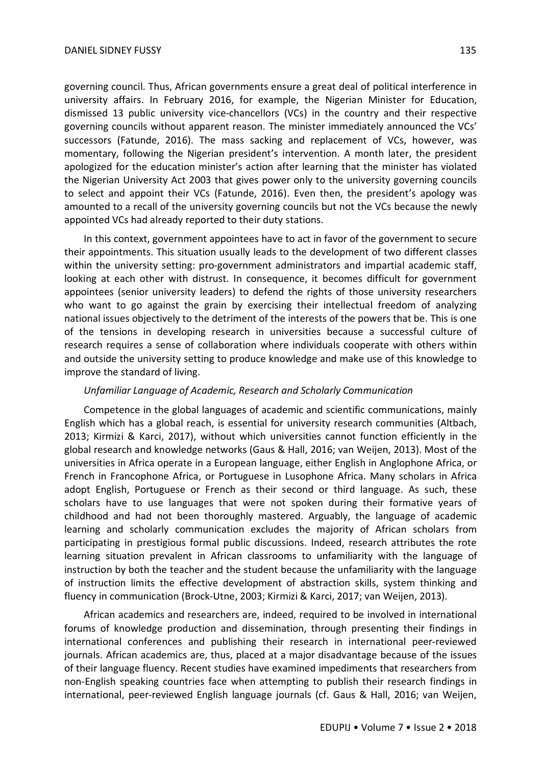governing council. Thus, African governments ensure a great deal of political interference in university affairs. In February 2016, for example, the Nigerian Minister for Education, dismissed 13 public university vice-chancellors (VCs) in the country and their respective governing councils without apparent reason. The minister immediately announced the VCs' successors (Fatunde, 2016). The mass sacking and replacement of VCs, however, was momentary, following the Nigerian president's intervention. A month later, the president apologized for the education minister's action after learning that the minister has violated the Nigerian University Act 2003 that gives power only to the university governing councils to select and appoint their VCs (Fatunde, 2016). Even then, the president's apology was amounted to a recall of the university governing councils but not the VCs because the newly appointed VCs had already reported to their duty stations.

In this context, government appointees have to act in favor of the government to secure their appointments. This situation usually leads to the development of two different classes within the university setting: pro-government administrators and impartial academic staff, looking at each other with distrust. In consequence, it becomes difficult for government appointees (senior university leaders) to defend the rights of those university researchers who want to go against the grain by exercising their intellectual freedom of analyzing national issues objectively to the detriment of the interests of the powers that be. This is one of the tensions in developing research in universities because a successful culture of research requires a sense of collaboration where individuals cooperate with others within and outside the university setting to produce knowledge and make use of this knowledge to improve the standard of living.

*Unfamiliar Language of Academic, Research and Scholarly Communication*

Competence in the global languages of academic and scientific communications, mainly English which has a global reach, is essential for university research communities (Altbach, 2013; Kirmizi & Karci, 2017), without which universities cannot function efficiently in the global research and knowledge networks (Gaus & Hall, 2016; van Weijen, 2013). Most of the universities in Africa operate in a European language, either English in Anglophone Africa, or French in Francophone Africa, or Portuguese in Lusophone Africa. Many scholars in Africa adopt English, Portuguese or French as their second or third language. As such, these scholars have to use languages that were not spoken during their formative years of childhood and had not been thoroughly mastered. Arguably, the language of academic learning and scholarly communication excludes the majority of African scholars from participating in prestigious formal public discussions. Indeed, research attributes the rote learning situation prevalent in African classrooms to unfamiliarity with the language of instruction by both the teacher and the student because the unfamiliarity with the language of instruction limits the effective development of abstraction skills, system thinking and fluency in communication (Brock-Utne, 2003; Kirmizi & Karci, 2017; van Weijen, 2013).

African academics and researchers are, indeed, required to be involved in international forums of knowledge production and dissemination, through presenting their findings in international conferences and publishing their research in international peer-reviewed journals. African academics are, thus, placed at a major disadvantage because of the issues of their language fluency. Recent studies have examined impediments that researchers from non-English speaking countries face when attempting to publish their research findings in international, peer-reviewed English language journals (cf. Gaus & Hall, 2016; van Weijen,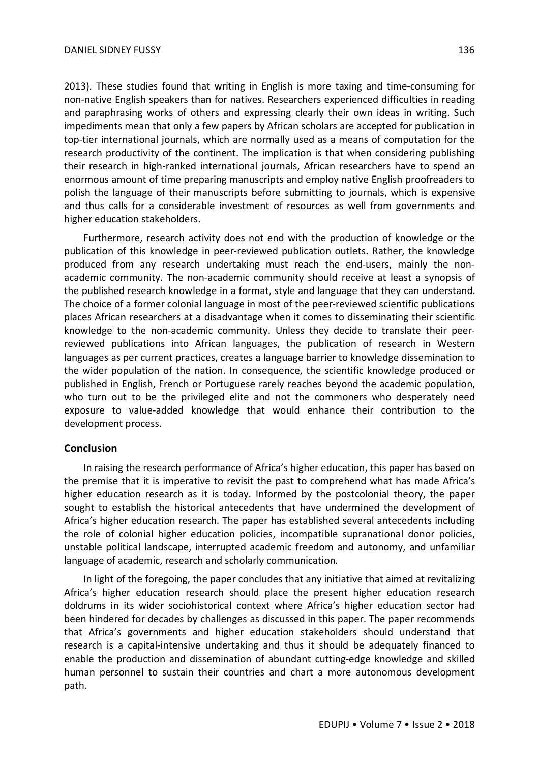2013). These studies found that writing in English is more taxing and time-consuming for non-native English speakers than for natives. Researchers experienced difficulties in reading and paraphrasing works of others and expressing clearly their own ideas in writing. Such impediments mean that only a few papers by African scholars are accepted for publication in top-tier international journals, which are normally used as a means of computation for the research productivity of the continent. The implication is that when considering publishing their research in high-ranked international journals, African researchers have to spend an enormous amount of time preparing manuscripts and employ native English proofreaders to polish the language of their manuscripts before submitting to journals, which is expensive and thus calls for a considerable investment of resources as well from governments and higher education stakeholders.

Furthermore, research activity does not end with the production of knowledge or the publication of this knowledge in peer-reviewed publication outlets. Rather, the knowledge produced from any research undertaking must reach the end-users, mainly the non-academic community. The non-academic community should receive at least a synopsis of the published research knowledge in a format, style and language that they can understand. The choice of a former colonial language in most of the peer-reviewed scientific publications places African researchers at a disadvantage when it comes to disseminating their scientific knowledge to the non-academic community. Unless they decide to translate their peer-reviewed publications into African languages, the publication of research in Western languages as per current practices, creates a language barrier to knowledge dissemination to the wider population of the nation. In consequence, the scientific knowledge produced or published in English, French or Portuguese rarely reaches beyond the academic population, who turn out to be the privileged elite and not the commoners who desperately need exposure to value-added knowledge that would enhance their contribution to the development process.

## Conclusion

In raising the research performance of Africa's higher education, this paper has based on the premise that it is imperative to revisit the past to comprehend what has made Africa's higher education research as it is today. Informed by the postcolonial theory, the paper sought to establish the historical antecedents that have undermined the development of Africa's higher education research. The paper has established several antecedents including the role of colonial higher education policies, incompatible supranational donor policies, unstable political landscape, interrupted academic freedom and autonomy, and unfamiliar language of academic, research and scholarly communication.

In light of the foregoing, the paper concludes that any initiative that aimed at revitalizing Africa's higher education research should place the present higher education research doldrums in its wider sociohistorical context where Africa's higher education sector had been hindered for decades by challenges as discussed in this paper. The paper recommends that Africa's governments and higher education stakeholders should understand that research is a capital-intensive undertaking and thus it should be adequately financed to enable the production and dissemination of abundant cutting-edge knowledge and skilled human personnel to sustain their countries and chart a more autonomous development path.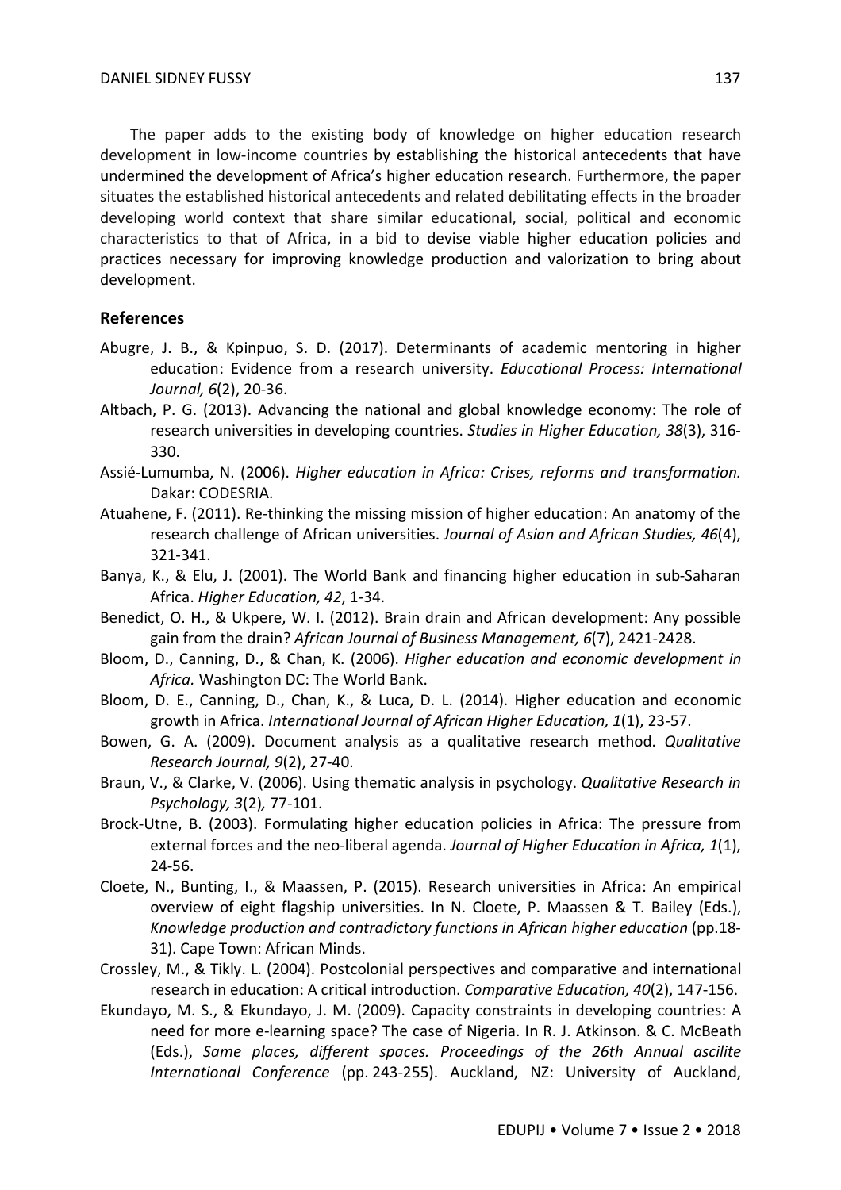The paper adds to the existing body of knowledge on higher education research development in low-income countries by establishing the historical antecedents that have undermined the development of Africa's higher education research. Furthermore, the paper situates the established historical antecedents and related debilitating effects in the broader developing world context that share similar educational, social, political and economic characteristics to that of Africa, in a bid to devise viable higher education policies and practices necessary for improving knowledge production and valorization to bring about development.

## References

Abugre, J. B., & Kpinpuo, S. D. (2017). Determinants of academic mentoring in higher education: Evidence from a research university. *Educational Process: International Journal, 6*(2), 20-36.

Altbach, P. G. (2013). Advancing the national and global knowledge economy: The role of research universities in developing countries. *Studies in Higher Education, 38*(3), 316-330.

Assié-Lumumba, N. (2006). *Higher education in Africa: Crises, reforms and transformation.* Dakar: CODESRIA.

Atuahene, F. (2011). Re-thinking the missing mission of higher education: An anatomy of the research challenge of African universities. *Journal of Asian and African Studies, 46*(4), 321-341.

Banya, K., & Elu, J. (2001). The World Bank and financing higher education in sub-Saharan Africa. *Higher Education, 42*, 1-34.

Benedict, O. H., & Ukpere, W. I. (2012). Brain drain and African development: Any possible gain from the drain? *African Journal of Business Management, 6*(7), 2421-2428.

Bloom, D., Canning, D., & Chan, K. (2006). *Higher education and economic development in Africa.* Washington DC: The World Bank.

Bloom, D. E., Canning, D., Chan, K., & Luca, D. L. (2014). Higher education and economic growth in Africa. *International Journal of African Higher Education, 1*(1), 23-57.

Bowen, G. A. (2009). Document analysis as a qualitative research method. *Qualitative Research Journal, 9*(2), 27-40.

Braun, V., & Clarke, V. (2006). Using thematic analysis in psychology. *Qualitative Research in Psychology, 3*(2)*,* 77-101.

Brock-Utne, B. (2003). Formulating higher education policies in Africa: The pressure from external forces and the neo-liberal agenda. *Journal of Higher Education in Africa, 1*(1), 24-56.

Cloete, N., Bunting, I., & Maassen, P. (2015). Research universities in Africa: An empirical overview of eight flagship universities. In N. Cloete, P. Maassen & T. Bailey (Eds.), *Knowledge production and contradictory functions in African higher education* (pp.18-31). Cape Town: African Minds.

Crossley, M., & Tikly. L. (2004). Postcolonial perspectives and comparative and international research in education: A critical introduction. *Comparative Education, 40*(2), 147-156.

Ekundayo, M. S., & Ekundayo, J. M. (2009). Capacity constraints in developing countries: A need for more e-learning space? The case of Nigeria. In R. J. Atkinson. & C. McBeath (Eds.), *Same places, different spaces. Proceedings of the 26th Annual ascilite International Conference* (pp. 243-255). Auckland, NZ: University of Auckland,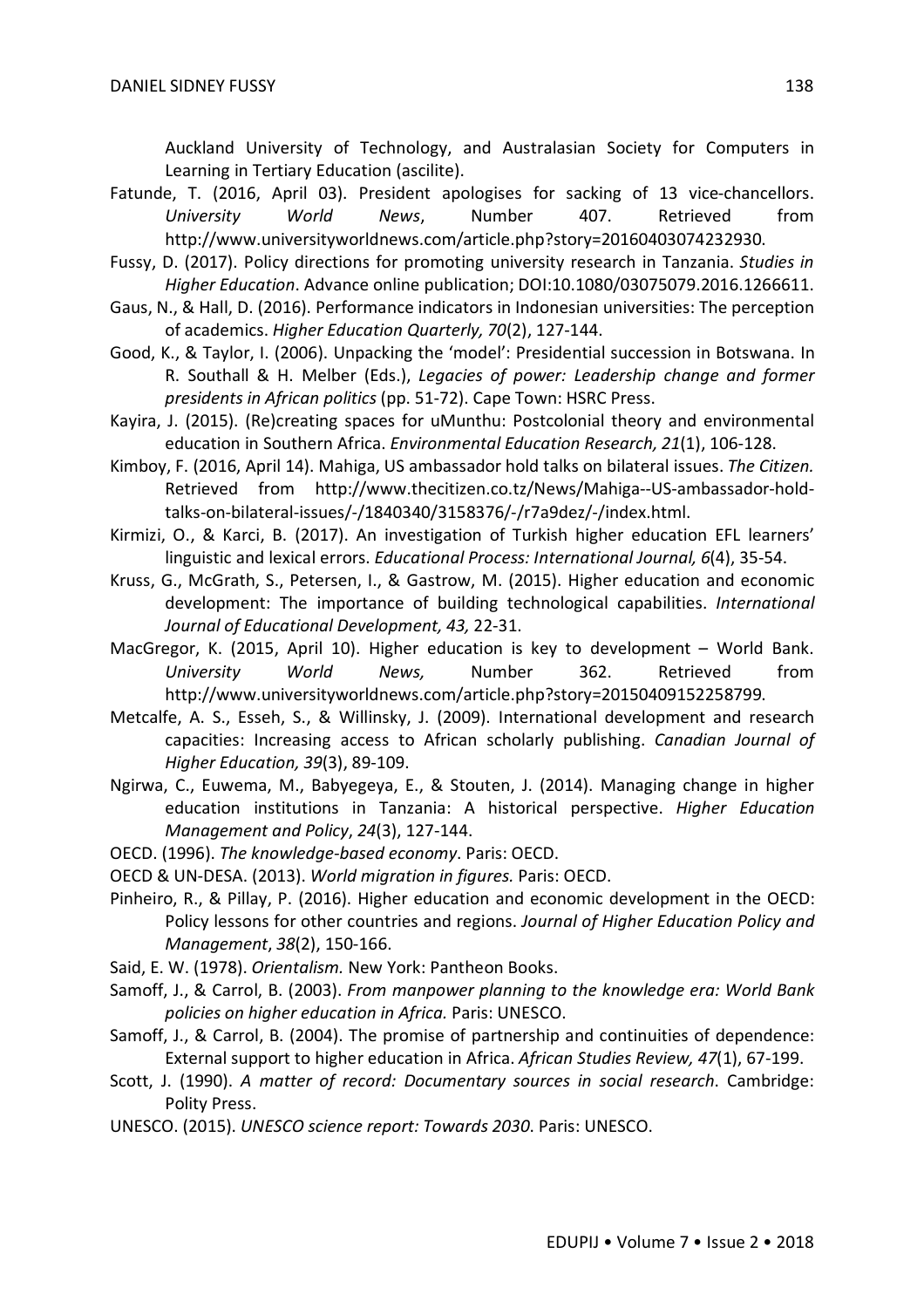Auckland University of Technology, and Australasian Society for Computers in Learning in Tertiary Education (ascilite).

Fatunde, T. (2016, April 03). President apologises for sacking of 13 vice-chancellors. *University World News*, Number 407. Retrieved from http://www.universityworldnews.com/article.php?story=20160403074232930.

Fussy, D. (2017). Policy directions for promoting university research in Tanzania. *Studies in Higher Education*. Advance online publication; DOI:10.1080/03075079.2016.1266611.

Gaus, N., & Hall, D. (2016). Performance indicators in Indonesian universities: The perception of academics. *Higher Education Quarterly, 70*(2), 127-144.

Good, K., & Taylor, I. (2006). Unpacking the 'model': Presidential succession in Botswana. In R. Southall & H. Melber (Eds.), *Legacies of power: Leadership change and former presidents in African politics* (pp. 51-72). Cape Town: HSRC Press.

Kayira, J. (2015). (Re)creating spaces for uMunthu: Postcolonial theory and environmental education in Southern Africa. *Environmental Education Research, 21*(1), 106-128.

Kimboy, F. (2016, April 14). Mahiga, US ambassador hold talks on bilateral issues. *The Citizen.* Retrieved from http://www.thecitizen.co.tz/News/Mahiga--US-ambassador-hold-talks-on-bilateral-issues/-/1840340/3158376/-/r7a9dez/-/index.html.

Kirmizi, O., & Karci, B. (2017). An investigation of Turkish higher education EFL learners' linguistic and lexical errors. *Educational Process: International Journal, 6*(4), 35-54.

Kruss, G., McGrath, S., Petersen, I., & Gastrow, M. (2015). Higher education and economic development: The importance of building technological capabilities. *International Journal of Educational Development, 43,* 22-31.

MacGregor, K. (2015, April 10). Higher education is key to development – World Bank. *University World News,* Number 362. Retrieved from http://www.universityworldnews.com/article.php?story=20150409152258799.

Metcalfe, A. S., Esseh, S., & Willinsky, J. (2009). International development and research capacities: Increasing access to African scholarly publishing. *Canadian Journal of Higher Education, 39*(3), 89-109.

Ngirwa, C., Euwema, M., Babyegeya, E., & Stouten, J. (2014). Managing change in higher education institutions in Tanzania: A historical perspective. *Higher Education Management and Policy*, *24*(3), 127-144.

OECD. (1996). *The knowledge-based economy*. Paris: OECD.

OECD & UN-DESA. (2013). *World migration in figures.* Paris: OECD.

Pinheiro, R., & Pillay, P. (2016). Higher education and economic development in the OECD: Policy lessons for other countries and regions. *Journal of Higher Education Policy and Management*, *38*(2), 150-166.

Said, E. W. (1978). *Orientalism.* New York: Pantheon Books.

Samoff, J., & Carrol, B. (2003). *From manpower planning to the knowledge era: World Bank policies on higher education in Africa.* Paris: UNESCO.

Samoff, J., & Carrol, B. (2004). The promise of partnership and continuities of dependence: External support to higher education in Africa. *African Studies Review, 47*(1), 67-199.

Scott, J. (1990). *A matter of record: Documentary sources in social research*. Cambridge: Polity Press.

UNESCO. (2015). *UNESCO science report: Towards 2030*. Paris: UNESCO.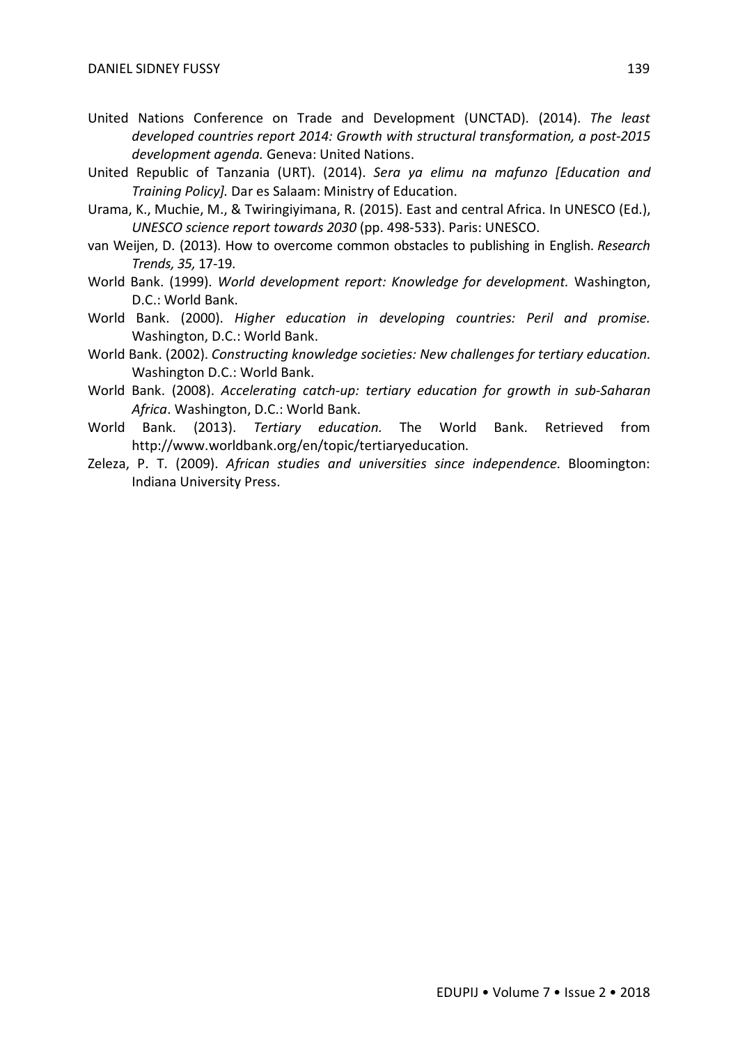United Nations Conference on Trade and Development (UNCTAD). (2014). *The least developed countries report 2014: Growth with structural transformation, a post-2015 development agenda.* Geneva: United Nations.

United Republic of Tanzania (URT). (2014). *Sera ya elimu na mafunzo [Education and Training Policy].* Dar es Salaam: Ministry of Education.

Urama, K., Muchie, M., & Twiringiyimana, R. (2015). East and central Africa. In UNESCO (Ed.), *UNESCO science report towards 2030* (pp. 498-533). Paris: UNESCO.

van Weijen, D. (2013). How to overcome common obstacles to publishing in English. *Research Trends, 35,* 17-19.

World Bank. (1999). *World development report: Knowledge for development.* Washington, D.C.: World Bank.

World Bank. (2000). *Higher education in developing countries: Peril and promise.* Washington, D.C.: World Bank.

World Bank. (2002). *Constructing knowledge societies: New challenges for tertiary education.* Washington D.C.: World Bank.

World Bank. (2008). *Accelerating catch-up: tertiary education for growth in sub-Saharan Africa*. Washington, D.C.: World Bank.

World Bank. (2013). *Tertiary education.* The World Bank. Retrieved from http://www.worldbank.org/en/topic/tertiaryeducation.

Zeleza, P. T. (2009). *African studies and universities since independence*. Bloomington: Indiana University Press.